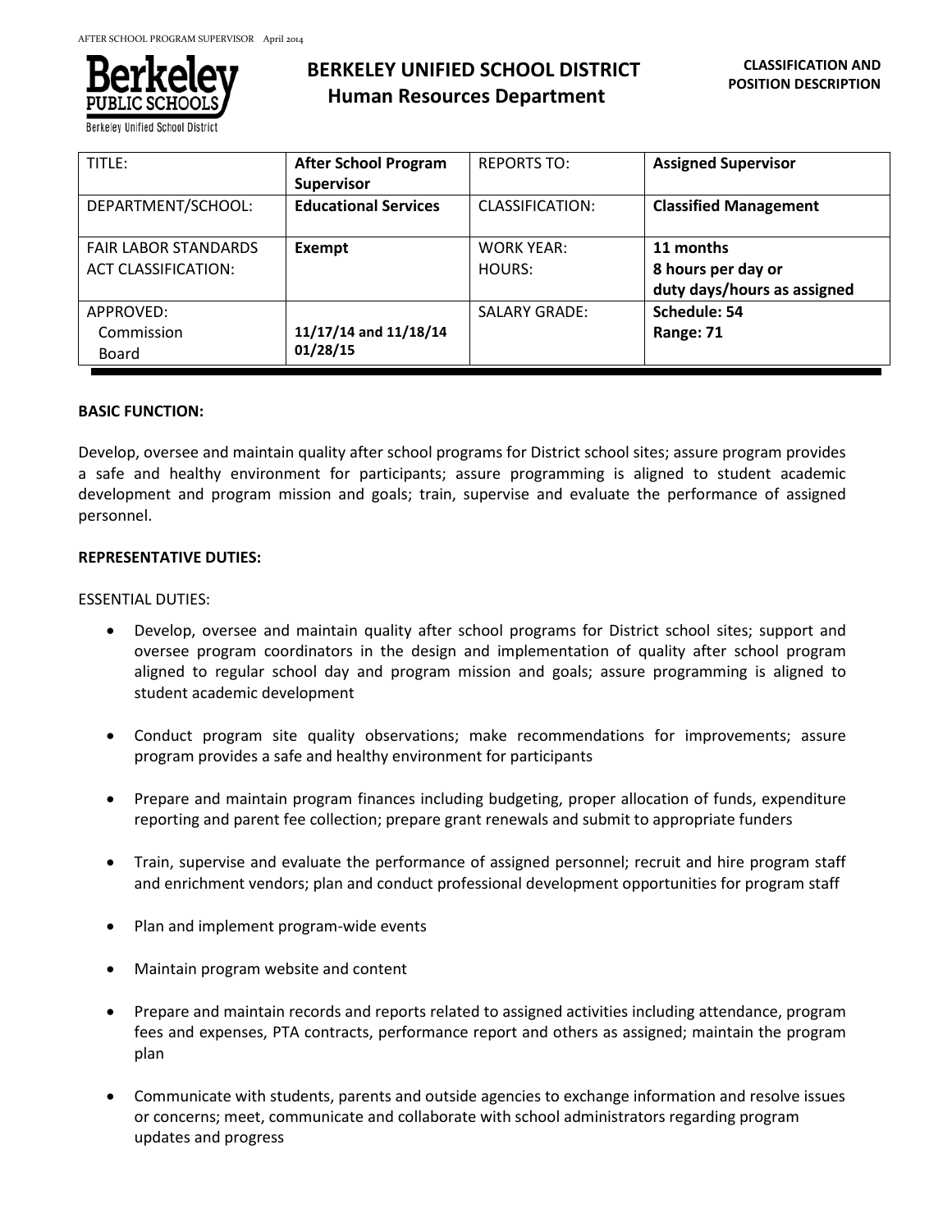# BERKELEY UNIFIED SCHOOL DISTRICT
## Human Resources Department

**CLASSIFICATION AND POSITION DESCRIPTION**

| TITLE: | **After School Program Supervisor** | REPORTS TO: | **Assigned Supervisor** |
|---|---|---|---|
| DEPARTMENT/SCHOOL: | **Educational Services** | CLASSIFICATION: | **Classified Management** |
| FAIR LABOR STANDARDS ACT CLASSIFICATION: | **Exempt** | WORK YEAR: HOURS: | **11 months 8 hours per day or duty days/hours as assigned** |
| APPROVED: Commission Board | **11/17/14 and 11/18/14 01/28/15** | SALARY GRADE: | **Schedule: 54 Range: 71** |

**BASIC FUNCTION:**

Develop, oversee and maintain quality after school programs for District school sites; assure program provides a safe and healthy environment for participants; assure programming is aligned to student academic development and program mission and goals; train, supervise and evaluate the performance of assigned personnel.

**REPRESENTATIVE DUTIES:**

ESSENTIAL DUTIES:

- Develop, oversee and maintain quality after school programs for District school sites; support and oversee program coordinators in the design and implementation of quality after school program aligned to regular school day and program mission and goals; assure programming is aligned to student academic development

- Conduct program site quality observations; make recommendations for improvements; assure program provides a safe and healthy environment for participants

- Prepare and maintain program finances including budgeting, proper allocation of funds, expenditure reporting and parent fee collection; prepare grant renewals and submit to appropriate funders

- Train, supervise and evaluate the performance of assigned personnel; recruit and hire program staff and enrichment vendors; plan and conduct professional development opportunities for program staff

- Plan and implement program-wide events

- Maintain program website and content

- Prepare and maintain records and reports related to assigned activities including attendance, program fees and expenses, PTA contracts, performance report and others as assigned; maintain the program plan

- Communicate with students, parents and outside agencies to exchange information and resolve issues or concerns; meet, communicate and collaborate with school administrators regarding program updates and progress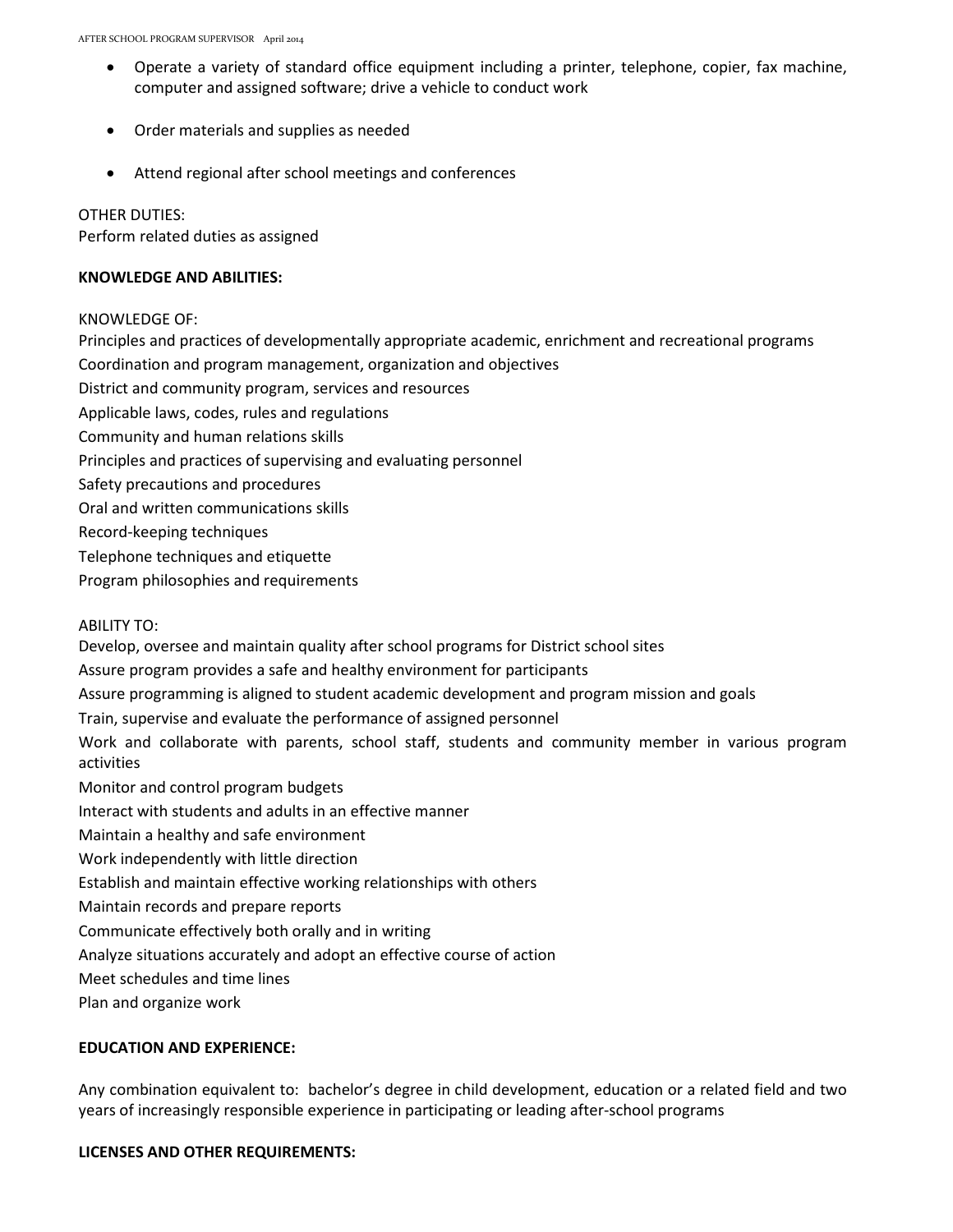- Operate a variety of standard office equipment including a printer, telephone, copier, fax machine, computer and assigned software; drive a vehicle to conduct work
- Order materials and supplies as needed
- Attend regional after school meetings and conferences

OTHER DUTIES:
Perform related duties as assigned

**KNOWLEDGE AND ABILITIES:**

KNOWLEDGE OF:
Principles and practices of developmentally appropriate academic, enrichment and recreational programs
Coordination and program management, organization and objectives
District and community program, services and resources
Applicable laws, codes, rules and regulations
Community and human relations skills
Principles and practices of supervising and evaluating personnel
Safety precautions and procedures
Oral and written communications skills
Record-keeping techniques
Telephone techniques and etiquette
Program philosophies and requirements

ABILITY TO:
Develop, oversee and maintain quality after school programs for District school sites
Assure program provides a safe and healthy environment for participants
Assure programming is aligned to student academic development and program mission and goals
Train, supervise and evaluate the performance of assigned personnel
Work and collaborate with parents, school staff, students and community member in various program activities
Monitor and control program budgets
Interact with students and adults in an effective manner
Maintain a healthy and safe environment
Work independently with little direction
Establish and maintain effective working relationships with others
Maintain records and prepare reports
Communicate effectively both orally and in writing
Analyze situations accurately and adopt an effective course of action
Meet schedules and time lines
Plan and organize work

**EDUCATION AND EXPERIENCE:**

Any combination equivalent to: bachelor's degree in child development, education or a related field and two years of increasingly responsible experience in participating or leading after-school programs

**LICENSES AND OTHER REQUIREMENTS:**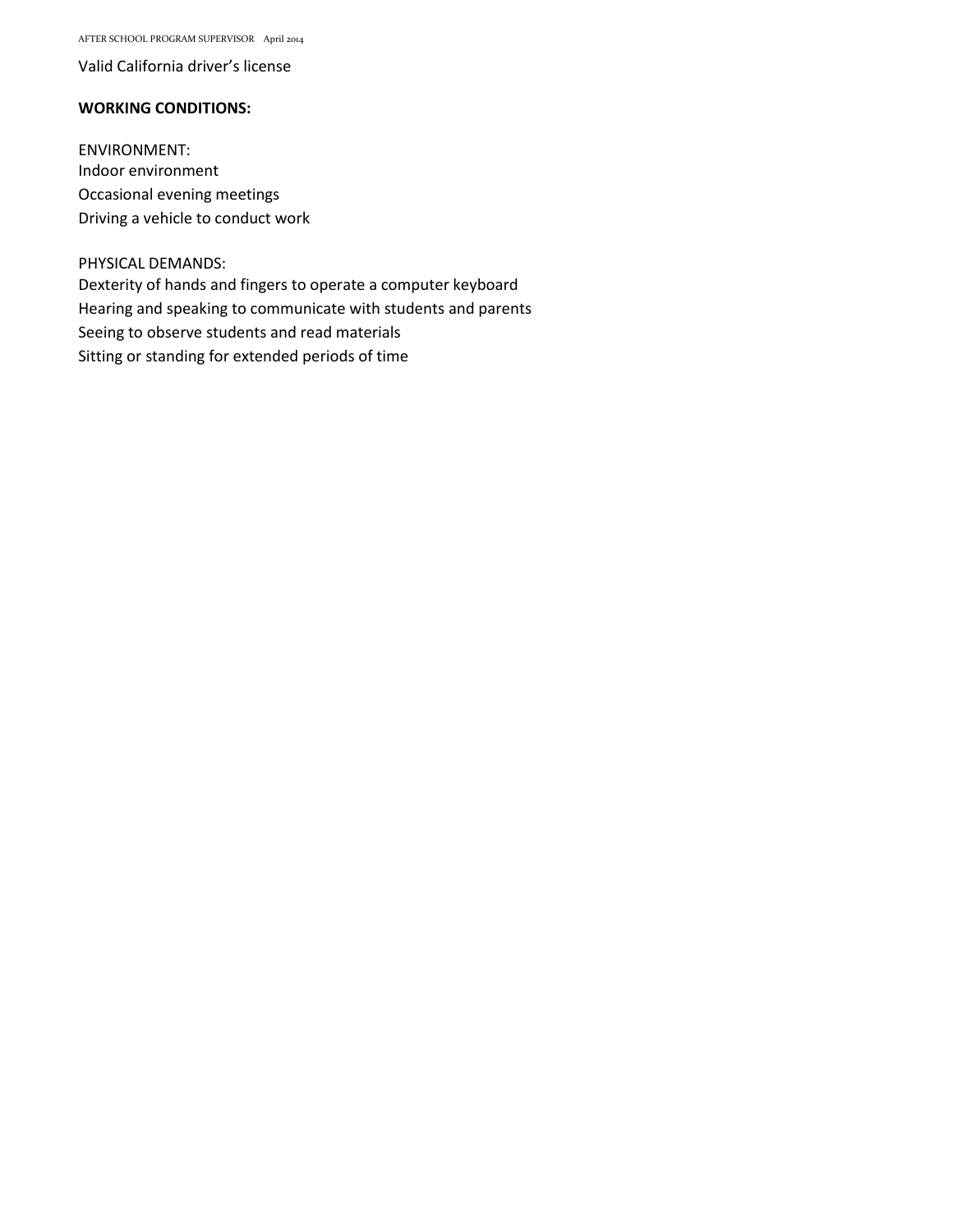Valid California driver's license

**WORKING CONDITIONS:**

ENVIRONMENT:
Indoor environment
Occasional evening meetings
Driving a vehicle to conduct work

PHYSICAL DEMANDS:
Dexterity of hands and fingers to operate a computer keyboard
Hearing and speaking to communicate with students and parents
Seeing to observe students and read materials
Sitting or standing for extended periods of time